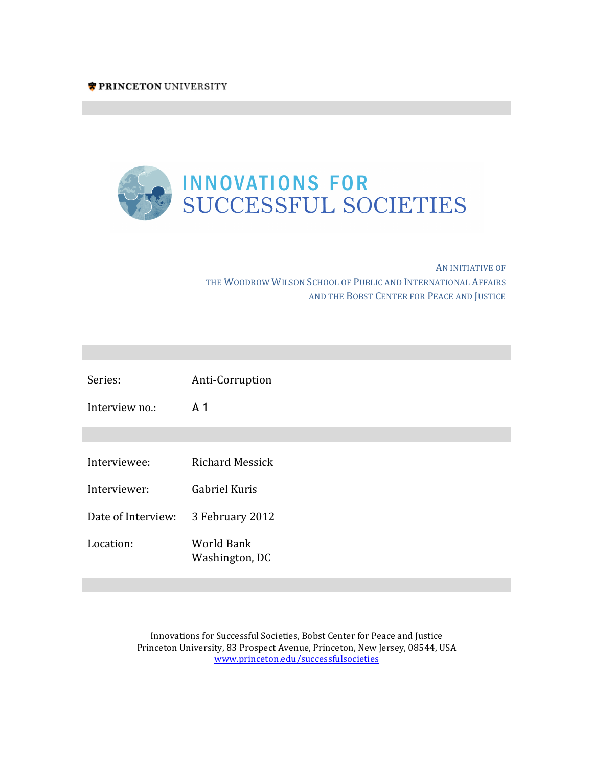PRINCETON UNIVERSITY

# INNOVATIONS FOR SUCCESSFUL SOCIETIES

AN INITIATIVE OF
THE WOODROW WILSON SCHOOL OF PUBLIC AND INTERNATIONAL AFFAIRS
AND THE BOBST CENTER FOR PEACE AND JUSTICE

| | |
|---|---|
| Series: | Anti-Corruption |
| Interview no.: | A 1 |

| | |
|---|---|
| Interviewee: | Richard Messick |
| Interviewer: | Gabriel Kuris |
| Date of Interview: | 3 February 2012 |
| Location: | World Bank<br>Washington, DC |

Innovations for Successful Societies, Bobst Center for Peace and Justice
Princeton University, 83 Prospect Avenue, Princeton, New Jersey, 08544, USA
www.princeton.edu/successfulsocieties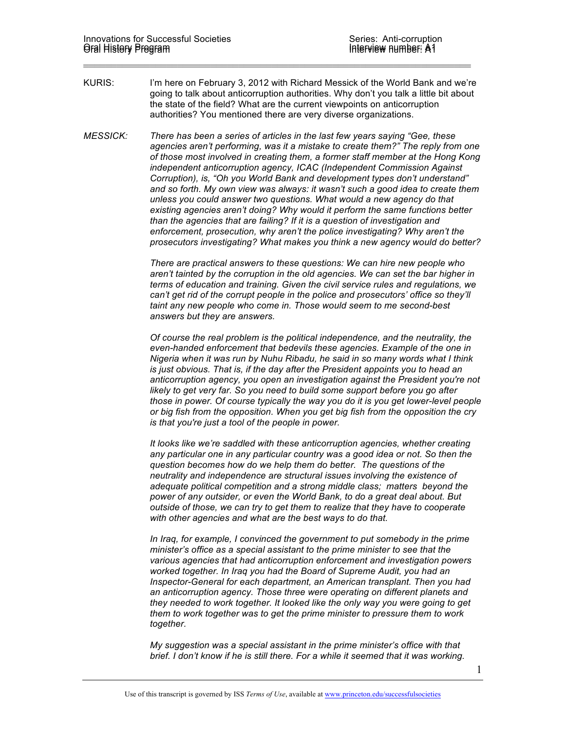KURIS: I'm here on February 3, 2012 with Richard Messick of the World Bank and we're going to talk about anticorruption authorities. Why don't you talk a little bit about the state of the field? What are the current viewpoints on anticorruption authorities? You mentioned there are very diverse organizations.

*MESSICK: There has been a series of articles in the last few years saying "Gee, these agencies aren't performing, was it a mistake to create them?" The reply from one of those most involved in creating them, a former staff member at the Hong Kong independent anticorruption agency, ICAC (Independent Commission Against Corruption), is, "Oh you World Bank and development types don't understand" and so forth. My own view was always: it wasn't such a good idea to create them unless you could answer two questions. What would a new agency do that existing agencies aren't doing? Why would it perform the same functions better than the agencies that are failing? If it is a question of investigation and enforcement, prosecution, why aren't the police investigating? Why aren't the prosecutors investigating? What makes you think a new agency would do better?*

*There are practical answers to these questions: We can hire new people who aren't tainted by the corruption in the old agencies. We can set the bar higher in terms of education and training. Given the civil service rules and regulations, we can't get rid of the corrupt people in the police and prosecutors' office so they'll taint any new people who come in. Those would seem to me second-best answers but they are answers.*

*Of course the real problem is the political independence, and the neutrality, the even-handed enforcement that bedevils these agencies. Example of the one in Nigeria when it was run by Nuhu Ribadu, he said in so many words what I think is just obvious. That is, if the day after the President appoints you to head an anticorruption agency, you open an investigation against the President you're not likely to get very far. So you need to build some support before you go after those in power. Of course typically the way you do it is you get lower-level people or big fish from the opposition. When you get big fish from the opposition the cry is that you're just a tool of the people in power.*

*It looks like we're saddled with these anticorruption agencies, whether creating any particular one in any particular country was a good idea or not. So then the question becomes how do we help them do better. The questions of the neutrality and independence are structural issues involving the existence of adequate political competition and a strong middle class; matters beyond the power of any outsider, or even the World Bank, to do a great deal about. But outside of those, we can try to get them to realize that they have to cooperate with other agencies and what are the best ways to do that.*

*In Iraq, for example, I convinced the government to put somebody in the prime minister's office as a special assistant to the prime minister to see that the various agencies that had anticorruption enforcement and investigation powers worked together. In Iraq you had the Board of Supreme Audit, you had an Inspector-General for each department, an American transplant. Then you had an anticorruption agency. Those three were operating on different planets and they needed to work together. It looked like the only way you were going to get them to work together was to get the prime minister to pressure them to work together.*

*My suggestion was a special assistant in the prime minister's office with that brief. I don't know if he is still there. For a while it seemed that it was working.*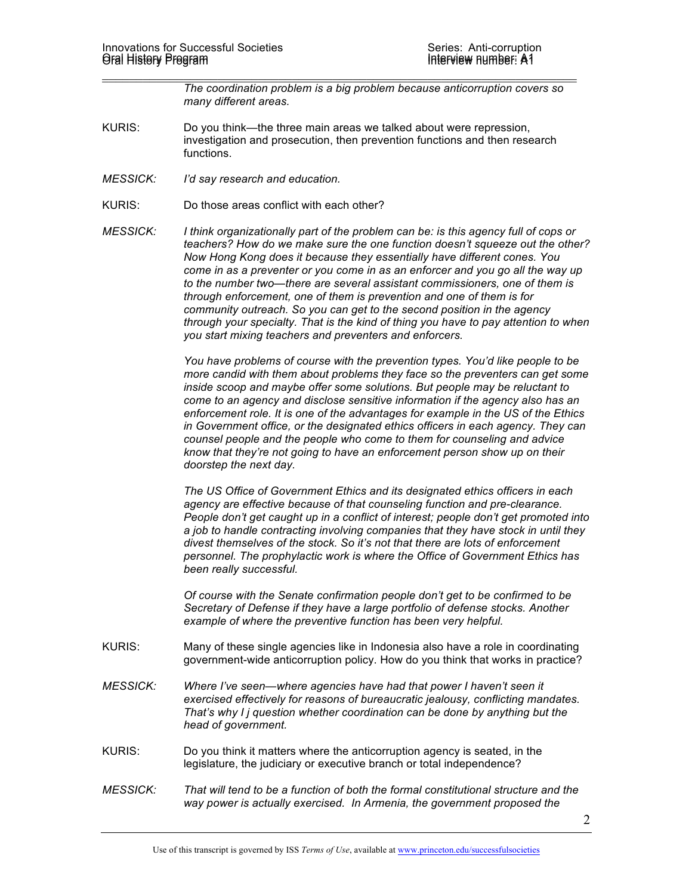*The coordination problem is a big problem because anticorruption covers so many different areas.*

KURIS: Do you think—the three main areas we talked about were repression, investigation and prosecution, then prevention functions and then research functions.

*MESSICK: I'd say research and education.*

KURIS: Do those areas conflict with each other?

*MESSICK: I think organizationally part of the problem can be: is this agency full of cops or teachers? How do we make sure the one function doesn't squeeze out the other? Now Hong Kong does it because they essentially have different cones. You come in as a preventer or you come in as an enforcer and you go all the way up to the number two—there are several assistant commissioners, one of them is through enforcement, one of them is prevention and one of them is for community outreach. So you can get to the second position in the agency through your specialty. That is the kind of thing you have to pay attention to when you start mixing teachers and preventers and enforcers.*

*You have problems of course with the prevention types. You'd like people to be more candid with them about problems they face so the preventers can get some inside scoop and maybe offer some solutions. But people may be reluctant to come to an agency and disclose sensitive information if the agency also has an enforcement role. It is one of the advantages for example in the US of the Ethics in Government office, or the designated ethics officers in each agency. They can counsel people and the people who come to them for counseling and advice know that they're not going to have an enforcement person show up on their doorstep the next day.*

*The US Office of Government Ethics and its designated ethics officers in each agency are effective because of that counseling function and pre-clearance. People don't get caught up in a conflict of interest; people don't get promoted into a job to handle contracting involving companies that they have stock in until they divest themselves of the stock. So it's not that there are lots of enforcement personnel. The prophylactic work is where the Office of Government Ethics has been really successful.*

*Of course with the Senate confirmation people don't get to be confirmed to be Secretary of Defense if they have a large portfolio of defense stocks. Another example of where the preventive function has been very helpful.*

KURIS: Many of these single agencies like in Indonesia also have a role in coordinating government-wide anticorruption policy. How do you think that works in practice?

*MESSICK: Where I've seen—where agencies have had that power I haven't seen it exercised effectively for reasons of bureaucratic jealousy, conflicting mandates. That's why I j question whether coordination can be done by anything but the head of government.*

KURIS: Do you think it matters where the anticorruption agency is seated, in the legislature, the judiciary or executive branch or total independence?

*MESSICK: That will tend to be a function of both the formal constitutional structure and the way power is actually exercised. In Armenia, the government proposed the*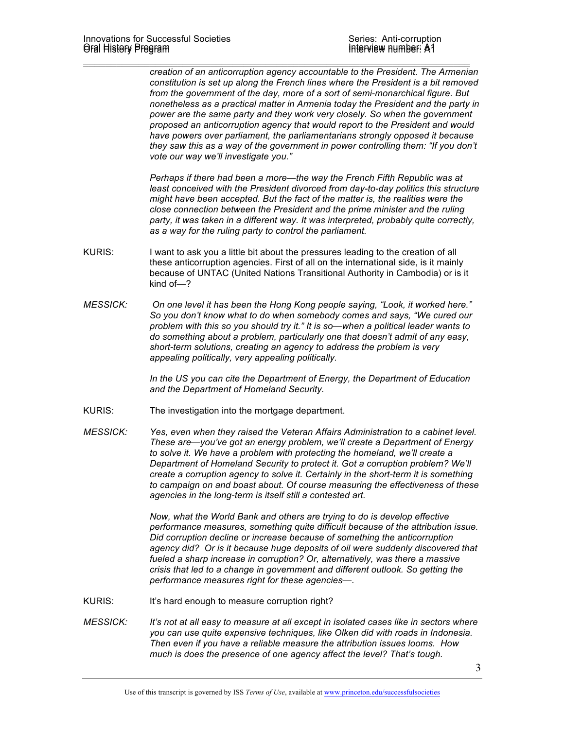*creation of an anticorruption agency accountable to the President. The Armenian constitution is set up along the French lines where the President is a bit removed from the government of the day, more of a sort of semi-monarchical figure. But nonetheless as a practical matter in Armenia today the President and the party in power are the same party and they work very closely. So when the government proposed an anticorruption agency that would report to the President and would have powers over parliament, the parliamentarians strongly opposed it because they saw this as a way of the government in power controlling them: "If you don't vote our way we'll investigate you."*

*Perhaps if there had been a more—the way the French Fifth Republic was at least conceived with the President divorced from day-to-day politics this structure might have been accepted. But the fact of the matter is, the realities were the close connection between the President and the prime minister and the ruling party, it was taken in a different way. It was interpreted, probably quite correctly, as a way for the ruling party to control the parliament.*

KURIS: I want to ask you a little bit about the pressures leading to the creation of all these anticorruption agencies. First of all on the international side, is it mainly because of UNTAC (United Nations Transitional Authority in Cambodia) or is it kind of—?

*MESSICK: On one level it has been the Hong Kong people saying, "Look, it worked here." So you don't know what to do when somebody comes and says, "We cured our problem with this so you should try it." It is so—when a political leader wants to do something about a problem, particularly one that doesn't admit of any easy, short-term solutions, creating an agency to address the problem is very appealing politically, very appealing politically.*

*In the US you can cite the Department of Energy, the Department of Education and the Department of Homeland Security.*

KURIS: The investigation into the mortgage department.

*MESSICK: Yes, even when they raised the Veteran Affairs Administration to a cabinet level. These are—you've got an energy problem, we'll create a Department of Energy to solve it. We have a problem with protecting the homeland, we'll create a Department of Homeland Security to protect it. Got a corruption problem? We'll create a corruption agency to solve it. Certainly in the short-term it is something to campaign on and boast about. Of course measuring the effectiveness of these agencies in the long-term is itself still a contested art.*

*Now, what the World Bank and others are trying to do is develop effective performance measures, something quite difficult because of the attribution issue. Did corruption decline or increase because of something the anticorruption agency did? Or is it because huge deposits of oil were suddenly discovered that fueled a sharp increase in corruption? Or, alternatively, was there a massive crisis that led to a change in government and different outlook. So getting the performance measures right for these agencies—.*

KURIS: It's hard enough to measure corruption right?

*MESSICK: It's not at all easy to measure at all except in isolated cases like in sectors where you can use quite expensive techniques, like Olken did with roads in Indonesia. Then even if you have a reliable measure the attribution issues looms. How much is does the presence of one agency affect the level? That's tough.*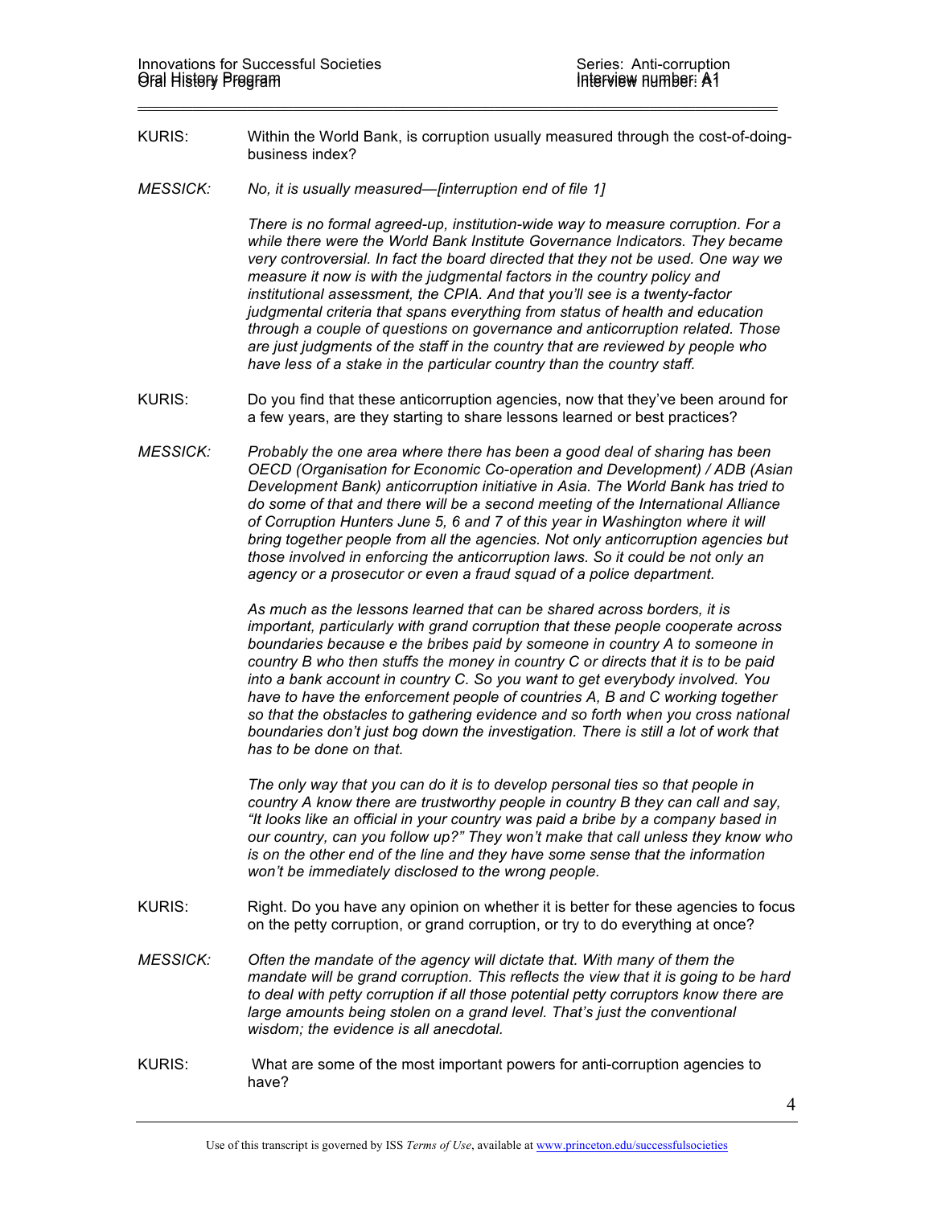KURIS: Within the World Bank, is corruption usually measured through the cost-of-doing-business index?

*MESSICK: No, it is usually measured—[interruption end of file 1]*

*There is no formal agreed-up, institution-wide way to measure corruption. For a while there were the World Bank Institute Governance Indicators. They became very controversial. In fact the board directed that they not be used. One way we measure it now is with the judgmental factors in the country policy and institutional assessment, the CPIA. And that you'll see is a twenty-factor judgmental criteria that spans everything from status of health and education through a couple of questions on governance and anticorruption related. Those are just judgments of the staff in the country that are reviewed by people who have less of a stake in the particular country than the country staff.*

KURIS: Do you find that these anticorruption agencies, now that they've been around for a few years, are they starting to share lessons learned or best practices?

*MESSICK: Probably the one area where there has been a good deal of sharing has been OECD (Organisation for Economic Co-operation and Development) / ADB (Asian Development Bank) anticorruption initiative in Asia. The World Bank has tried to do some of that and there will be a second meeting of the International Alliance of Corruption Hunters June 5, 6 and 7 of this year in Washington where it will bring together people from all the agencies. Not only anticorruption agencies but those involved in enforcing the anticorruption laws. So it could be not only an agency or a prosecutor or even a fraud squad of a police department.*

*As much as the lessons learned that can be shared across borders, it is important, particularly with grand corruption that these people cooperate across boundaries because e the bribes paid by someone in country A to someone in country B who then stuffs the money in country C or directs that it is to be paid into a bank account in country C. So you want to get everybody involved. You have to have the enforcement people of countries A, B and C working together so that the obstacles to gathering evidence and so forth when you cross national boundaries don't just bog down the investigation. There is still a lot of work that has to be done on that.*

*The only way that you can do it is to develop personal ties so that people in country A know there are trustworthy people in country B they can call and say, "It looks like an official in your country was paid a bribe by a company based in our country, can you follow up?" They won't make that call unless they know who is on the other end of the line and they have some sense that the information won't be immediately disclosed to the wrong people.*

KURIS: Right. Do you have any opinion on whether it is better for these agencies to focus on the petty corruption, or grand corruption, or try to do everything at once?

*MESSICK: Often the mandate of the agency will dictate that. With many of them the mandate will be grand corruption. This reflects the view that it is going to be hard to deal with petty corruption if all those potential petty corruptors know there are large amounts being stolen on a grand level. That's just the conventional wisdom; the evidence is all anecdotal.*

KURIS: What are some of the most important powers for anti-corruption agencies to have?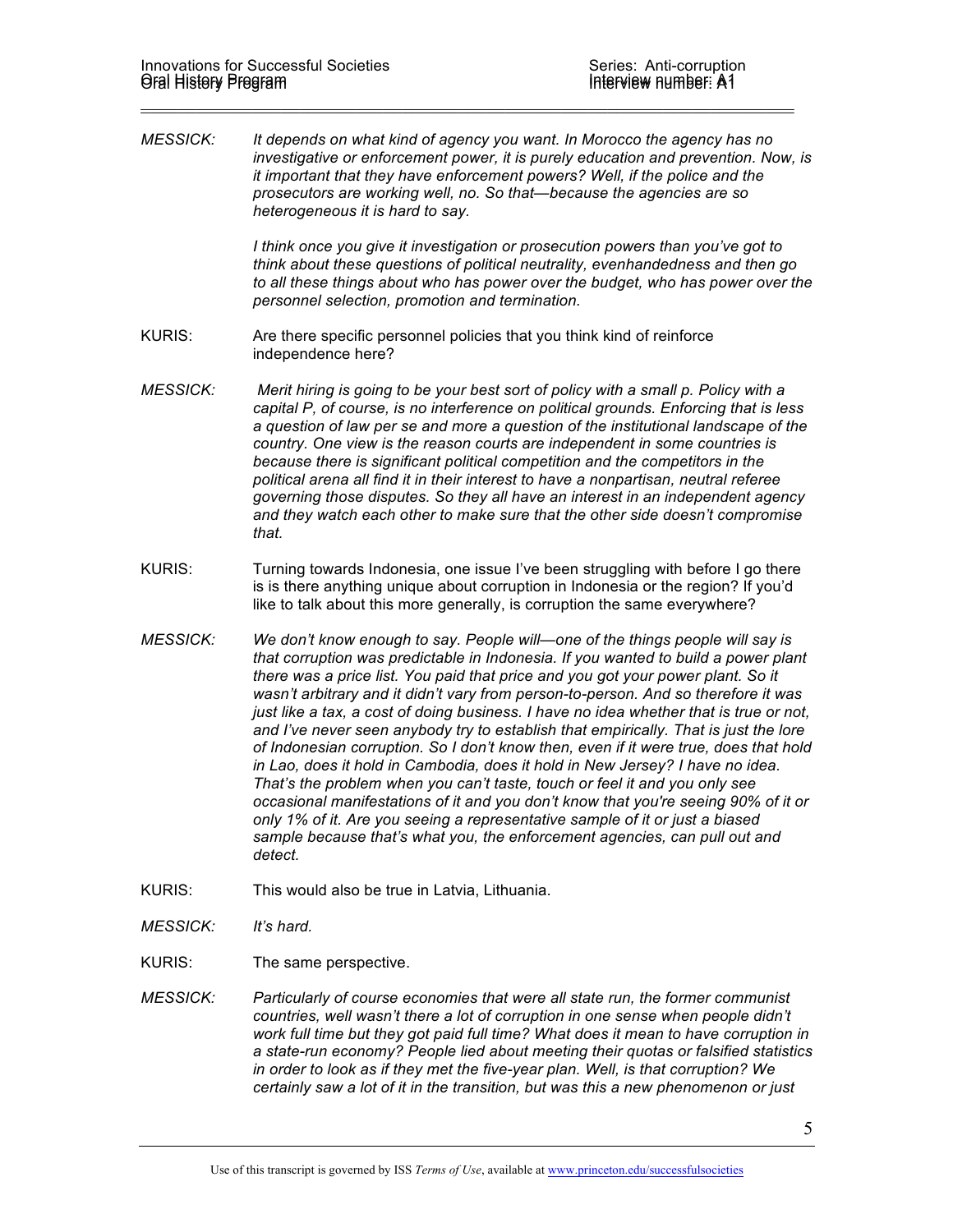*MESSICK:* *It depends on what kind of agency you want. In Morocco the agency has no investigative or enforcement power, it is purely education and prevention. Now, is it important that they have enforcement powers? Well, if the police and the prosecutors are working well, no. So that—because the agencies are so heterogeneous it is hard to say.*

*I think once you give it investigation or prosecution powers than you've got to think about these questions of political neutrality, evenhandedness and then go to all these things about who has power over the budget, who has power over the personnel selection, promotion and termination.*

KURIS: Are there specific personnel policies that you think kind of reinforce independence here?

*MESSICK:* *Merit hiring is going to be your best sort of policy with a small p. Policy with a capital P, of course, is no interference on political grounds. Enforcing that is less a question of law per se and more a question of the institutional landscape of the country. One view is the reason courts are independent in some countries is because there is significant political competition and the competitors in the political arena all find it in their interest to have a nonpartisan, neutral referee governing those disputes. So they all have an interest in an independent agency and they watch each other to make sure that the other side doesn't compromise that.*

KURIS: Turning towards Indonesia, one issue I've been struggling with before I go there is is there anything unique about corruption in Indonesia or the region? If you'd like to talk about this more generally, is corruption the same everywhere?

*MESSICK:* *We don't know enough to say. People will—one of the things people will say is that corruption was predictable in Indonesia. If you wanted to build a power plant there was a price list. You paid that price and you got your power plant. So it wasn't arbitrary and it didn't vary from person-to-person. And so therefore it was just like a tax, a cost of doing business. I have no idea whether that is true or not, and I've never seen anybody try to establish that empirically. That is just the lore of Indonesian corruption. So I don't know then, even if it were true, does that hold in Lao, does it hold in Cambodia, does it hold in New Jersey? I have no idea. That's the problem when you can't taste, touch or feel it and you only see occasional manifestations of it and you don't know that you're seeing 90% of it or only 1% of it. Are you seeing a representative sample of it or just a biased sample because that's what you, the enforcement agencies, can pull out and detect.*

KURIS: This would also be true in Latvia, Lithuania.

*MESSICK:* *It's hard.*

KURIS: The same perspective.

*MESSICK:* *Particularly of course economies that were all state run, the former communist countries, well wasn't there a lot of corruption in one sense when people didn't work full time but they got paid full time? What does it mean to have corruption in a state-run economy? People lied about meeting their quotas or falsified statistics in order to look as if they met the five-year plan. Well, is that corruption? We certainly saw a lot of it in the transition, but was this a new phenomenon or just*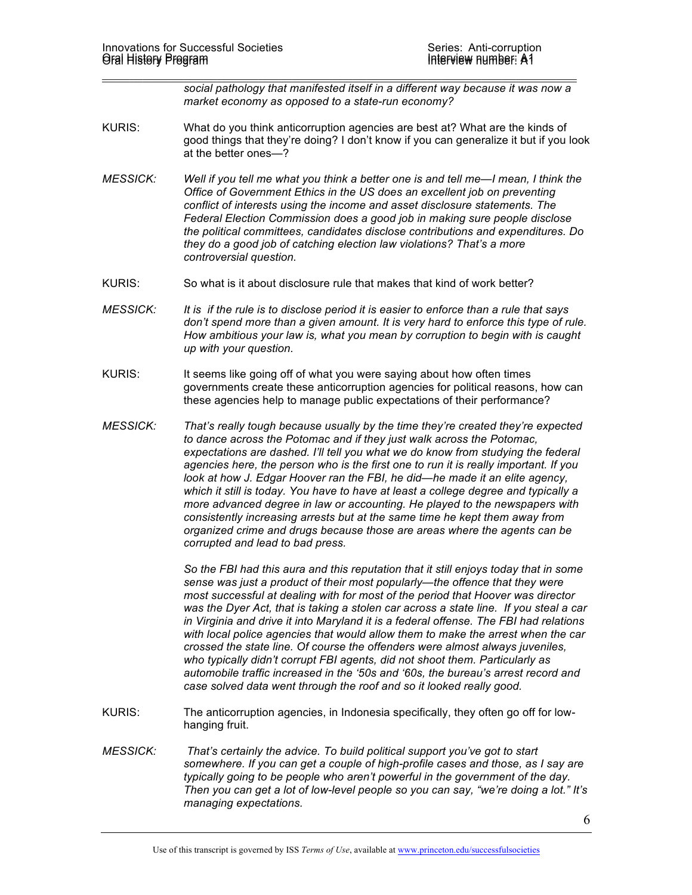*social pathology that manifested itself in a different way because it was now a market economy as opposed to a state-run economy?*

KURIS: What do you think anticorruption agencies are best at? What are the kinds of good things that they're doing? I don't know if you can generalize it but if you look at the better ones—?

*MESSICK: Well if you tell me what you think a better one is and tell me—I mean, I think the Office of Government Ethics in the US does an excellent job on preventing conflict of interests using the income and asset disclosure statements. The Federal Election Commission does a good job in making sure people disclose the political committees, candidates disclose contributions and expenditures. Do they do a good job of catching election law violations? That's a more controversial question.*

KURIS: So what is it about disclosure rule that makes that kind of work better?

*MESSICK: It is if the rule is to disclose period it is easier to enforce than a rule that says don't spend more than a given amount. It is very hard to enforce this type of rule. How ambitious your law is, what you mean by corruption to begin with is caught up with your question.*

KURIS: It seems like going off of what you were saying about how often times governments create these anticorruption agencies for political reasons, how can these agencies help to manage public expectations of their performance?

*MESSICK: That's really tough because usually by the time they're created they're expected to dance across the Potomac and if they just walk across the Potomac, expectations are dashed. I'll tell you what we do know from studying the federal agencies here, the person who is the first one to run it is really important. If you look at how J. Edgar Hoover ran the FBI, he did—he made it an elite agency, which it still is today. You have to have at least a college degree and typically a more advanced degree in law or accounting. He played to the newspapers with consistently increasing arrests but at the same time he kept them away from organized crime and drugs because those are areas where the agents can be corrupted and lead to bad press.*

*So the FBI had this aura and this reputation that it still enjoys today that in some sense was just a product of their most popularly—the offence that they were most successful at dealing with for most of the period that Hoover was director was the Dyer Act, that is taking a stolen car across a state line. If you steal a car in Virginia and drive it into Maryland it is a federal offense. The FBI had relations with local police agencies that would allow them to make the arrest when the car crossed the state line. Of course the offenders were almost always juveniles, who typically didn't corrupt FBI agents, did not shoot them. Particularly as automobile traffic increased in the '50s and '60s, the bureau's arrest record and case solved data went through the roof and so it looked really good.*

KURIS: The anticorruption agencies, in Indonesia specifically, they often go off for low-hanging fruit.

*MESSICK: That's certainly the advice. To build political support you've got to start somewhere. If you can get a couple of high-profile cases and those, as I say are typically going to be people who aren't powerful in the government of the day. Then you can get a lot of low-level people so you can say, "we're doing a lot." It's managing expectations.*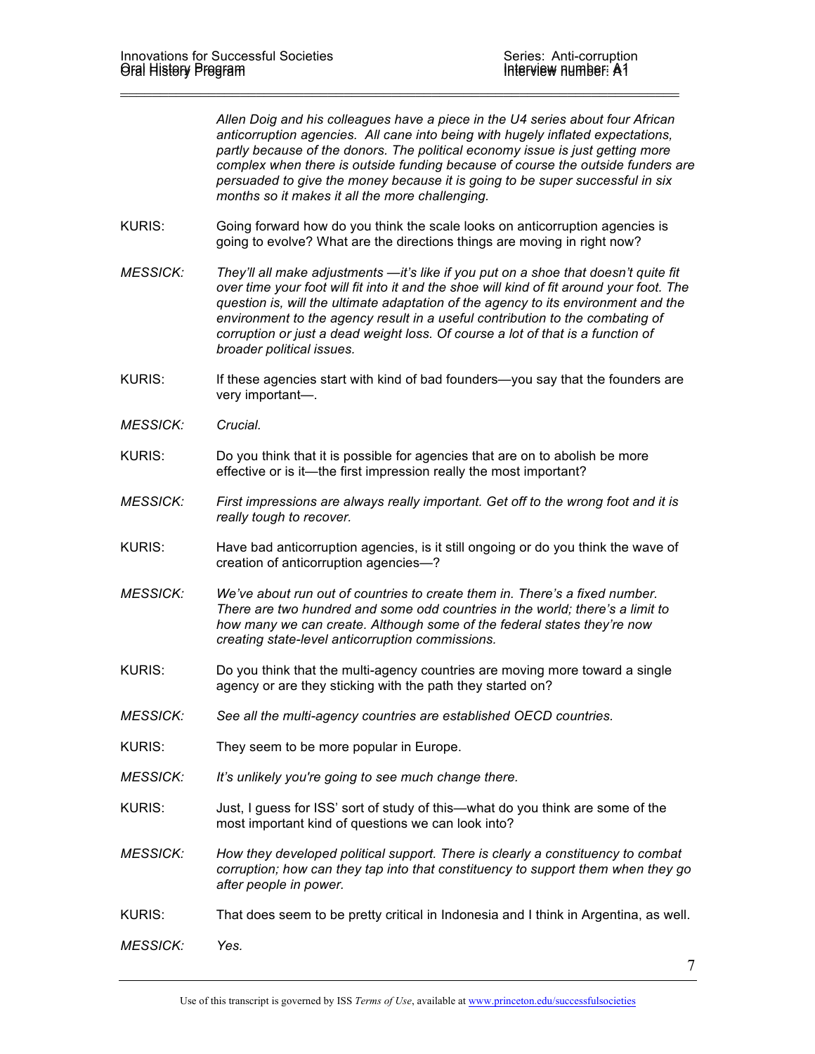*Allen Doig and his colleagues have a piece in the U4 series about four African anticorruption agencies. All cane into being with hugely inflated expectations, partly because of the donors. The political economy issue is just getting more complex when there is outside funding because of course the outside funders are persuaded to give the money because it is going to be super successful in six months so it makes it all the more challenging.*

KURIS: Going forward how do you think the scale looks on anticorruption agencies is going to evolve? What are the directions things are moving in right now?

*MESSICK: They'll all make adjustments —it's like if you put on a shoe that doesn't quite fit over time your foot will fit into it and the shoe will kind of fit around your foot. The question is, will the ultimate adaptation of the agency to its environment and the environment to the agency result in a useful contribution to the combating of corruption or just a dead weight loss. Of course a lot of that is a function of broader political issues.*

KURIS: If these agencies start with kind of bad founders—you say that the founders are very important—.

*MESSICK: Crucial.*

KURIS: Do you think that it is possible for agencies that are on to abolish be more effective or is it—the first impression really the most important?

*MESSICK: First impressions are always really important. Get off to the wrong foot and it is really tough to recover.*

KURIS: Have bad anticorruption agencies, is it still ongoing or do you think the wave of creation of anticorruption agencies—?

*MESSICK: We've about run out of countries to create them in. There's a fixed number. There are two hundred and some odd countries in the world; there's a limit to how many we can create. Although some of the federal states they're now creating state-level anticorruption commissions.*

KURIS: Do you think that the multi-agency countries are moving more toward a single agency or are they sticking with the path they started on?

*MESSICK: See all the multi-agency countries are established OECD countries.*

KURIS: They seem to be more popular in Europe.

*MESSICK: It's unlikely you're going to see much change there.*

KURIS: Just, I guess for ISS' sort of study of this—what do you think are some of the most important kind of questions we can look into?

*MESSICK: How they developed political support. There is clearly a constituency to combat corruption; how can they tap into that constituency to support them when they go after people in power.*

KURIS: That does seem to be pretty critical in Indonesia and I think in Argentina, as well.

*MESSICK: Yes.*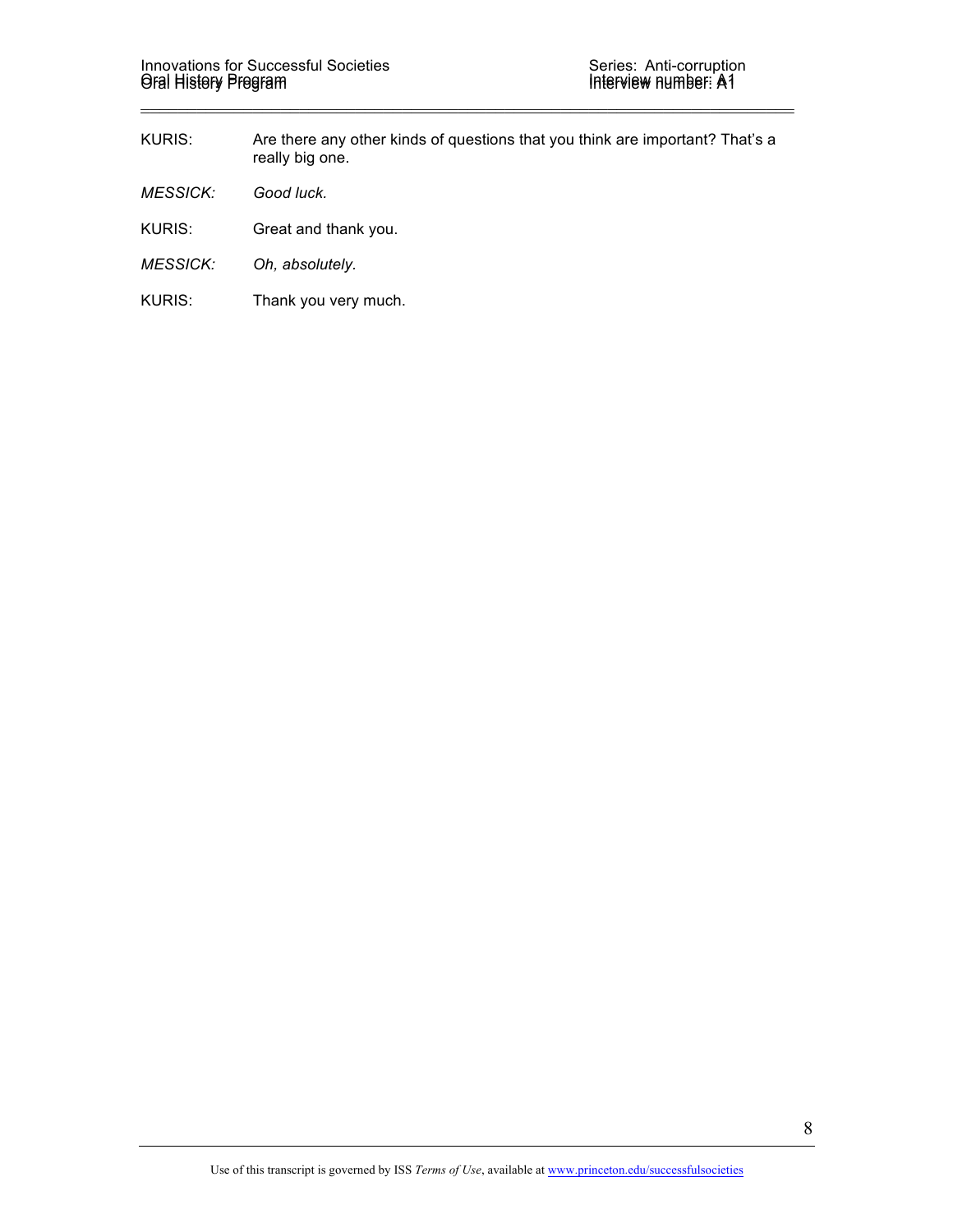KURIS: Are there any other kinds of questions that you think are important? That's a really big one.

*MESSICK: Good luck.*

KURIS: Great and thank you.

*MESSICK: Oh, absolutely.*

KURIS: Thank you very much.